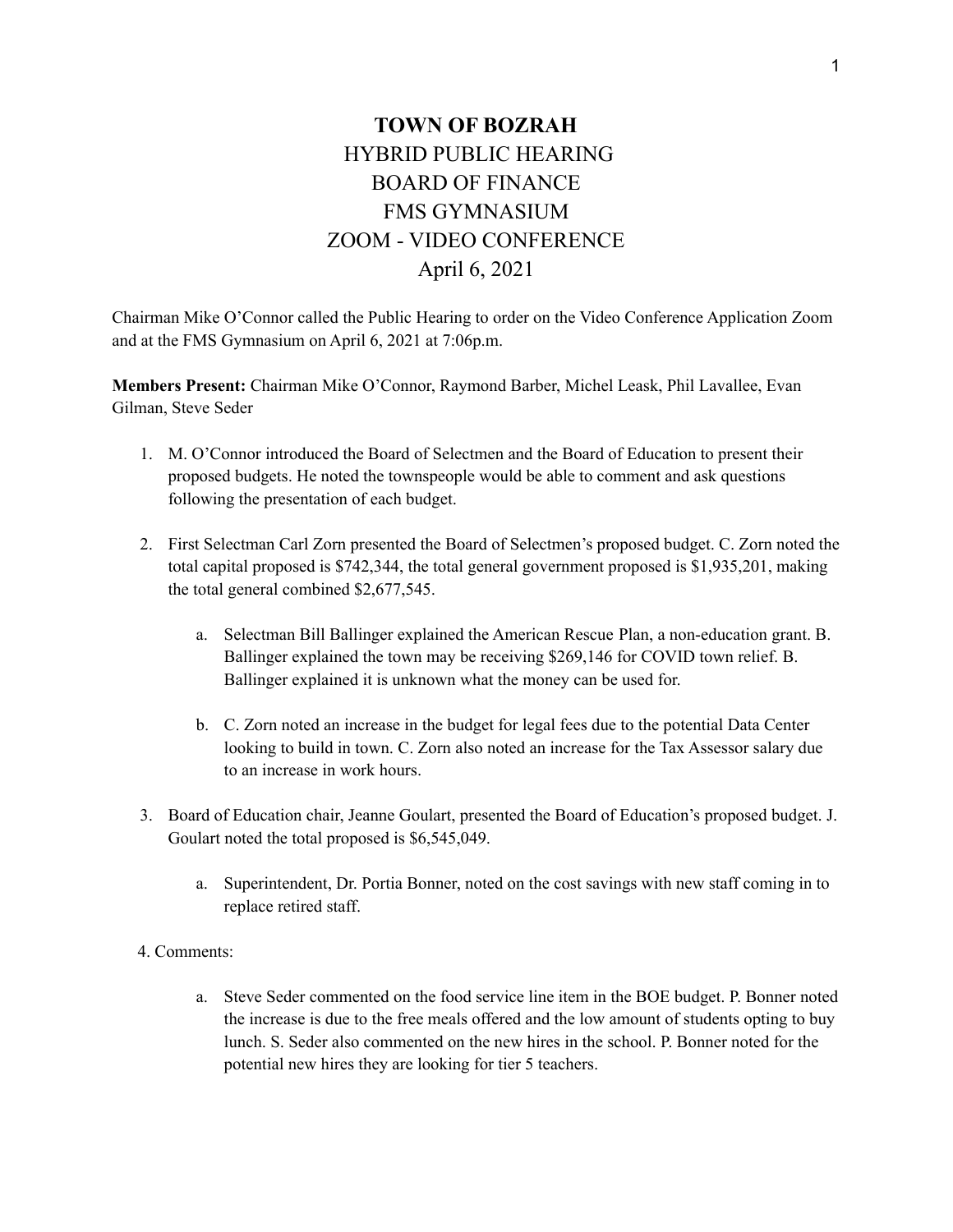# TOWN OF BOZRAH

HYBRID PUBLIC HEARING
BOARD OF FINANCE
FMS GYMNASIUM
ZOOM - VIDEO CONFERENCE
April 6, 2021

Chairman Mike O'Connor called the Public Hearing to order on the Video Conference Application Zoom and at the FMS Gymnasium on April 6, 2021 at 7:06p.m.

**Members Present:** Chairman Mike O'Connor, Raymond Barber, Michel Leask, Phil Lavallee, Evan Gilman, Steve Seder

1. M. O'Connor introduced the Board of Selectmen and the Board of Education to present their proposed budgets. He noted the townspeople would be able to comment and ask questions following the presentation of each budget.

2. First Selectman Carl Zorn presented the Board of Selectmen's proposed budget. C. Zorn noted the total capital proposed is $742,344, the total general government proposed is $1,935,201, making the total general combined $2,677,545.

    a. Selectman Bill Ballinger explained the American Rescue Plan, a non-education grant. B. Ballinger explained the town may be receiving $269,146 for COVID town relief. B. Ballinger explained it is unknown what the money can be used for.

    b. C. Zorn noted an increase in the budget for legal fees due to the potential Data Center looking to build in town. C. Zorn also noted an increase for the Tax Assessor salary due to an increase in work hours.

3. Board of Education chair, Jeanne Goulart, presented the Board of Education's proposed budget. J. Goulart noted the total proposed is $6,545,049.

    a. Superintendent, Dr. Portia Bonner, noted on the cost savings with new staff coming in to replace retired staff.

4. Comments:

    a. Steve Seder commented on the food service line item in the BOE budget. P. Bonner noted the increase is due to the free meals offered and the low amount of students opting to buy lunch. S. Seder also commented on the new hires in the school. P. Bonner noted for the potential new hires they are looking for tier 5 teachers.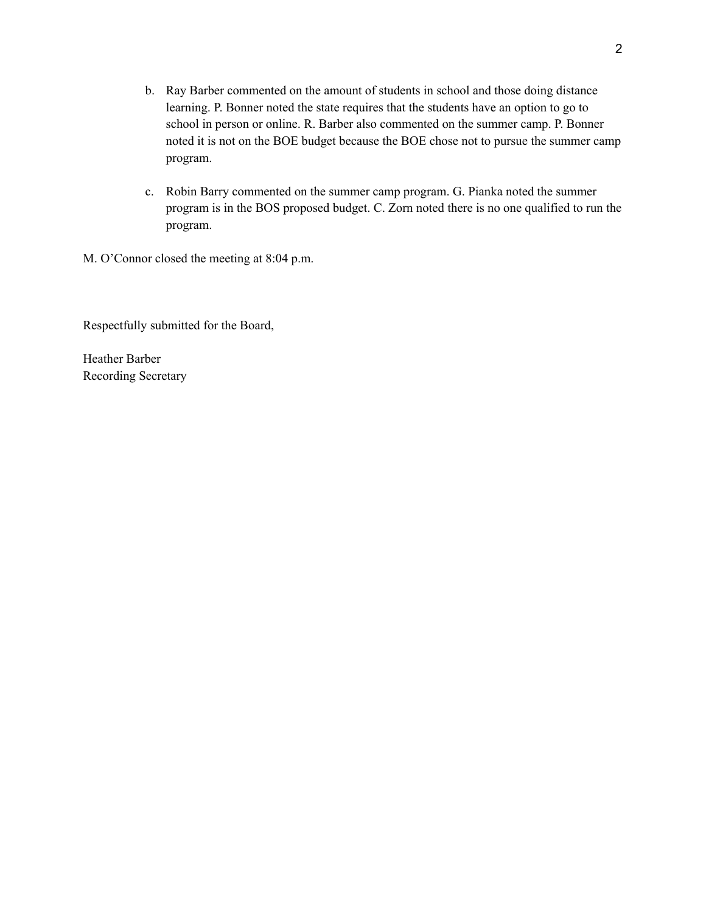b. Ray Barber commented on the amount of students in school and those doing distance learning. P. Bonner noted the state requires that the students have an option to go to school in person or online. R. Barber also commented on the summer camp. P. Bonner noted it is not on the BOE budget because the BOE chose not to pursue the summer camp program.

c. Robin Barry commented on the summer camp program. G. Pianka noted the summer program is in the BOS proposed budget. C. Zorn noted there is no one qualified to run the program.

M. O'Connor closed the meeting at 8:04 p.m.

Respectfully submitted for the Board,

Heather Barber
Recording Secretary